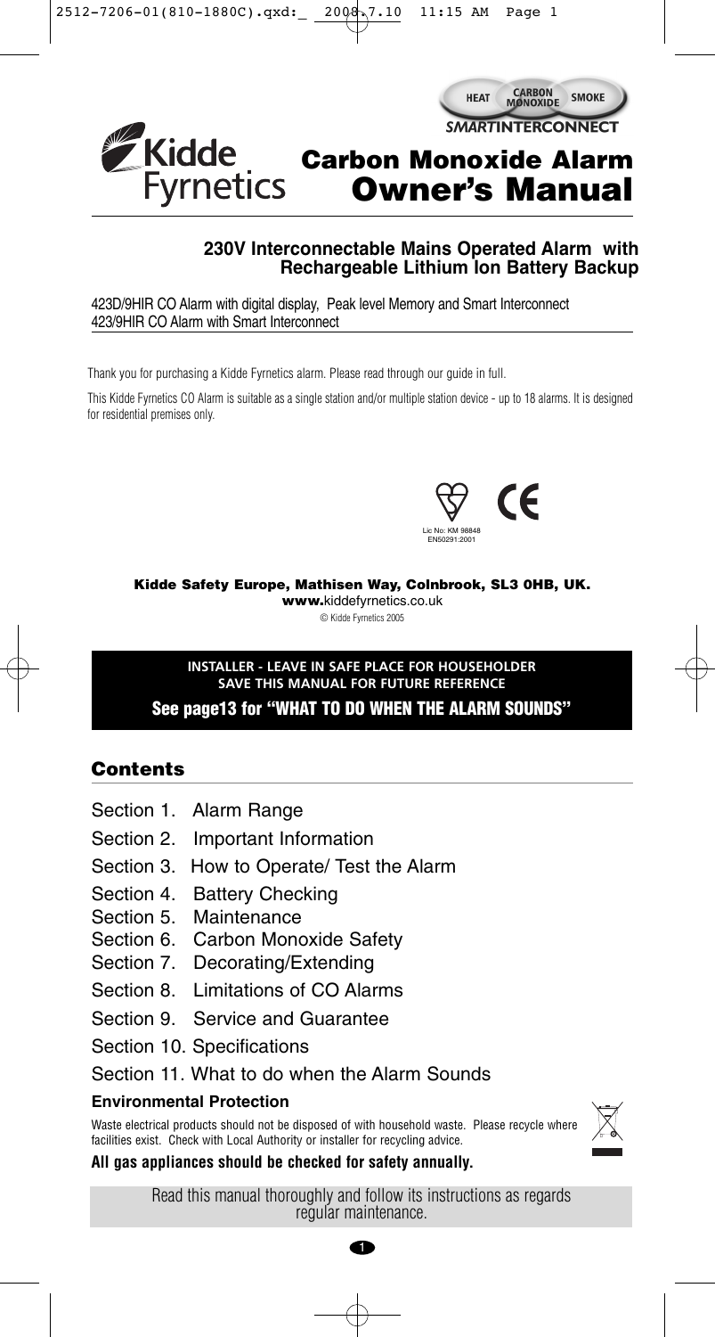HEAT CARBON MONOXIDE SMOKE
*SMART*INTERCONNECT

Kidde Fyrnetics

# Carbon Monoxide Alarm
# Owner's Manual

**230V Interconnectable Mains Operated Alarm with Rechargeable Lithium Ion Battery Backup**

423D/9HIR CO Alarm with digital display, Peak level Memory and Smart Interconnect
423/9HIR CO Alarm with Smart Interconnect

Thank you for purchasing a Kidde Fyrnetics alarm. Please read through our guide in full.

This Kidde Fyrnetics CO Alarm is suitable as a single station and/or multiple station device - up to 18 alarms. It is designed for residential premises only.

Lic No: KM 98848
EN50291:2001

**Kidde Safety Europe, Mathisen Way, Colnbrook, SL3 0HB, UK.**
**www.**kiddefyrnetics.co.uk
© Kidde Fyrnetics 2005

**INSTALLER - LEAVE IN SAFE PLACE FOR HOUSEHOLDER**
**SAVE THIS MANUAL FOR FUTURE REFERENCE**
**See page13 for "WHAT TO DO WHEN THE ALARM SOUNDS"**

## Contents

- Section 1. Alarm Range
- Section 2. Important Information
- Section 3. How to Operate/ Test the Alarm
- Section 4. Battery Checking
- Section 5. Maintenance
- Section 6. Carbon Monoxide Safety
- Section 7. Decorating/Extending
- Section 8. Limitations of CO Alarms
- Section 9. Service and Guarantee
- Section 10. Specifications
- Section 11. What to do when the Alarm Sounds

**Environmental Protection**

Waste electrical products should not be disposed of with household waste. Please recycle where facilities exist. Check with Local Authority or installer for recycling advice.

**All gas appliances should be checked for safety annually.**

Read this manual thoroughly and follow its instructions as regards regular maintenance.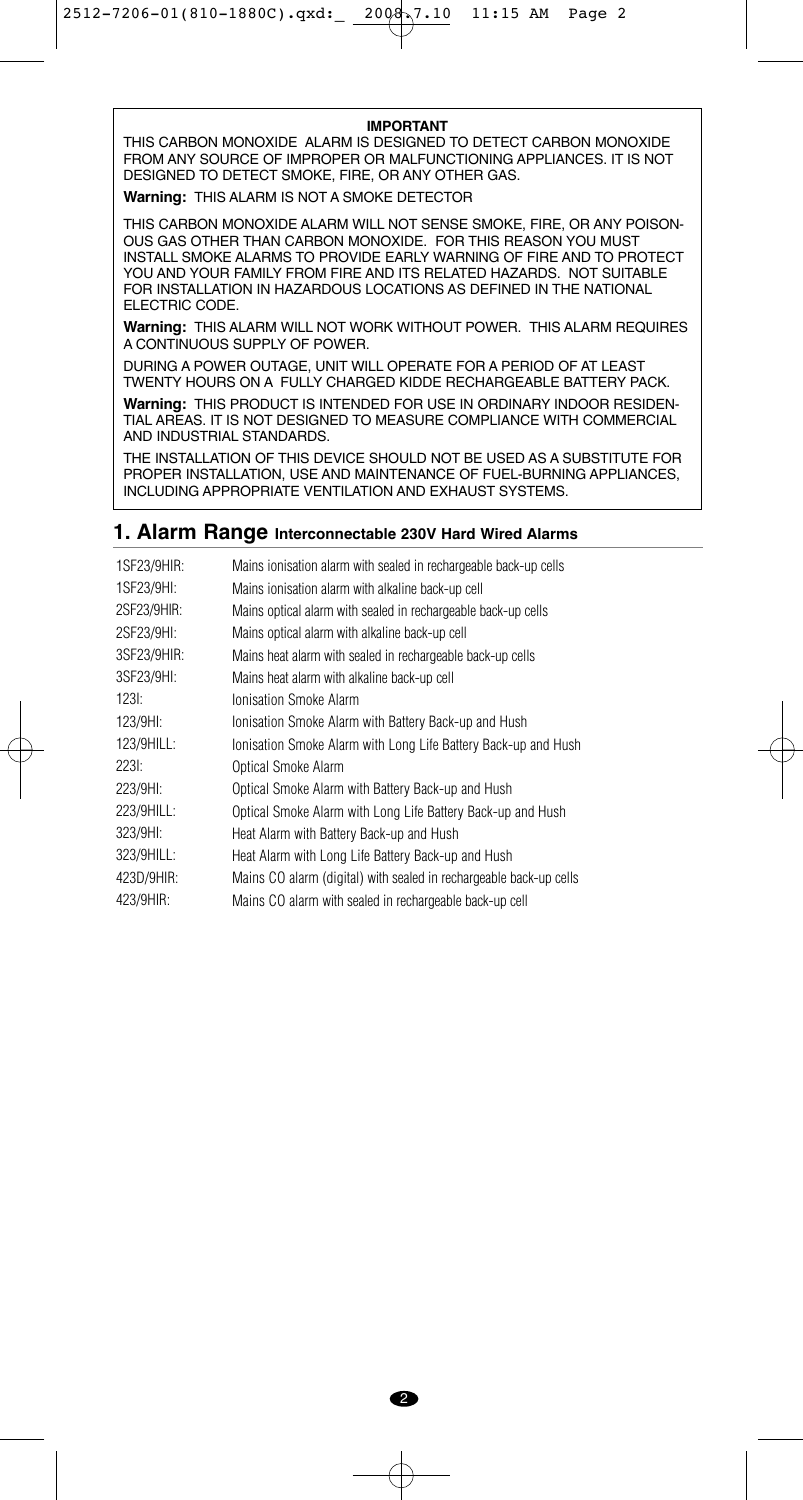**IMPORTANT**

THIS CARBON MONOXIDE ALARM IS DESIGNED TO DETECT CARBON MONOXIDE FROM ANY SOURCE OF IMPROPER OR MALFUNCTIONING APPLIANCES. IT IS NOT DESIGNED TO DETECT SMOKE, FIRE, OR ANY OTHER GAS.

**Warning:** THIS ALARM IS NOT A SMOKE DETECTOR

THIS CARBON MONOXIDE ALARM WILL NOT SENSE SMOKE, FIRE, OR ANY POISONOUS GAS OTHER THAN CARBON MONOXIDE. FOR THIS REASON YOU MUST INSTALL SMOKE ALARMS TO PROVIDE EARLY WARNING OF FIRE AND TO PROTECT YOU AND YOUR FAMILY FROM FIRE AND ITS RELATED HAZARDS. NOT SUITABLE FOR INSTALLATION IN HAZARDOUS LOCATIONS AS DEFINED IN THE NATIONAL ELECTRIC CODE.

**Warning:** THIS ALARM WILL NOT WORK WITHOUT POWER. THIS ALARM REQUIRES A CONTINUOUS SUPPLY OF POWER.

DURING A POWER OUTAGE, UNIT WILL OPERATE FOR A PERIOD OF AT LEAST TWENTY HOURS ON A FULLY CHARGED KIDDE RECHARGEABLE BATTERY PACK.

**Warning:** THIS PRODUCT IS INTENDED FOR USE IN ORDINARY INDOOR RESIDENTIAL AREAS. IT IS NOT DESIGNED TO MEASURE COMPLIANCE WITH COMMERCIAL AND INDUSTRIAL STANDARDS.

THE INSTALLATION OF THIS DEVICE SHOULD NOT BE USED AS A SUBSTITUTE FOR PROPER INSTALLATION, USE AND MAINTENANCE OF FUEL-BURNING APPLIANCES, INCLUDING APPROPRIATE VENTILATION AND EXHAUST SYSTEMS.

## 1. Alarm Range **Interconnectable 230V Hard Wired Alarms**

| | |
|---|---|
| 1SF23/9HIR: | Mains ionisation alarm with sealed in rechargeable back-up cells |
| 1SF23/9HI: | Mains ionisation alarm with alkaline back-up cell |
| 2SF23/9HIR: | Mains optical alarm with sealed in rechargeable back-up cells |
| 2SF23/9HI: | Mains optical alarm with alkaline back-up cell |
| 3SF23/9HIR: | Mains heat alarm with sealed in rechargeable back-up cells |
| 3SF23/9HI: | Mains heat alarm with alkaline back-up cell |
| 123I: | Ionisation Smoke Alarm |
| 123/9HI: | Ionisation Smoke Alarm with Battery Back-up and Hush |
| 123/9HILL: | Ionisation Smoke Alarm with Long Life Battery Back-up and Hush |
| 223I: | Optical Smoke Alarm |
| 223/9HI: | Optical Smoke Alarm with Battery Back-up and Hush |
| 223/9HILL: | Optical Smoke Alarm with Long Life Battery Back-up and Hush |
| 323/9HI: | Heat Alarm with Battery Back-up and Hush |
| 323/9HILL: | Heat Alarm with Long Life Battery Back-up and Hush |
| 423D/9HIR: | Mains CO alarm (digital) with sealed in rechargeable back-up cells |
| 423/9HIR: | Mains CO alarm with sealed in rechargeable back-up cell |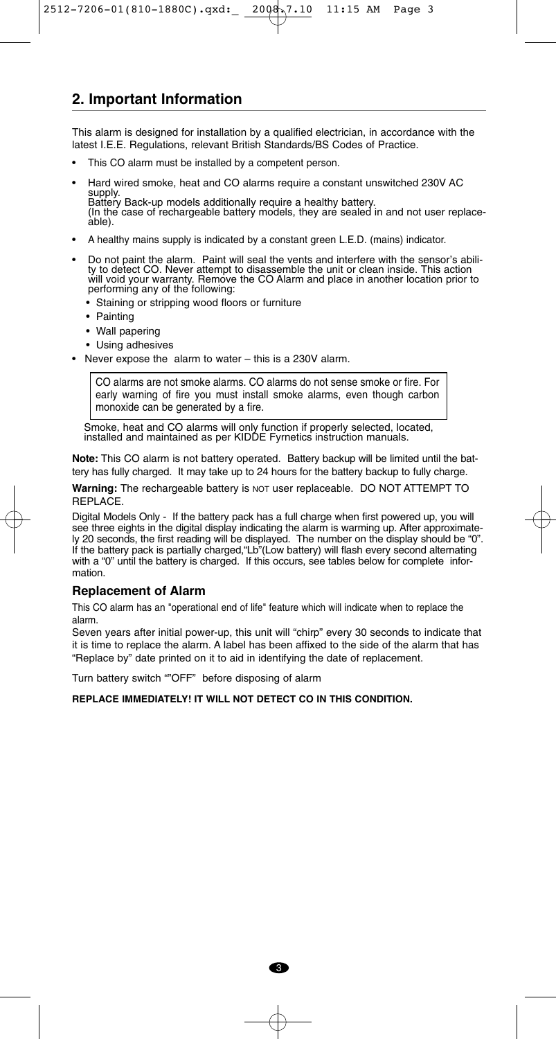## 2. Important Information

This alarm is designed for installation by a qualified electrician, in accordance with the latest I.E.E. Regulations, relevant British Standards/BS Codes of Practice.

- This CO alarm must be installed by a competent person.
- Hard wired smoke, heat and CO alarms require a constant unswitched 230V AC supply.  
  Battery Back-up models additionally require a healthy battery.  
  (In the case of rechargeable battery models, they are sealed in and not user replaceable).
- A healthy mains supply is indicated by a constant green L.E.D. (mains) indicator.
- Do not paint the alarm. Paint will seal the vents and interfere with the sensor's ability to detect CO. Never attempt to disassemble the unit or clean inside. This action will void your warranty. Remove the CO Alarm and place in another location prior to performing any of the following:
  - Staining or stripping wood floors or furniture
  - Painting
  - Wall papering
  - Using adhesives
- Never expose the alarm to water – this is a 230V alarm.

CO alarms are not smoke alarms. CO alarms do not sense smoke or fire. For early warning of fire you must install smoke alarms, even though carbon monoxide can be generated by a fire.

Smoke, heat and CO alarms will only function if properly selected, located, installed and maintained as per KIDDE Fyrnetics instruction manuals.

**Note:** This CO alarm is not battery operated. Battery backup will be limited until the battery has fully charged. It may take up to 24 hours for the battery backup to fully charge.

**Warning:** The rechargeable battery is NOT user replaceable. DO NOT ATTEMPT TO REPLACE.

Digital Models Only - If the battery pack has a full charge when first powered up, you will see three eights in the digital display indicating the alarm is warming up. After approximately 20 seconds, the first reading will be displayed. The number on the display should be "0". If the battery pack is partially charged,"Lb"(Low battery) will flash every second alternating with a "0" until the battery is charged. If this occurs, see tables below for complete information.

### Replacement of Alarm

This CO alarm has an "operational end of life" feature which will indicate when to replace the alarm.

Seven years after initial power-up, this unit will "chirp" every 30 seconds to indicate that it is time to replace the alarm. A label has been affixed to the side of the alarm that has "Replace by" date printed on it to aid in identifying the date of replacement.

Turn battery switch ""OFF" before disposing of alarm

**REPLACE IMMEDIATELY! IT WILL NOT DETECT CO IN THIS CONDITION.**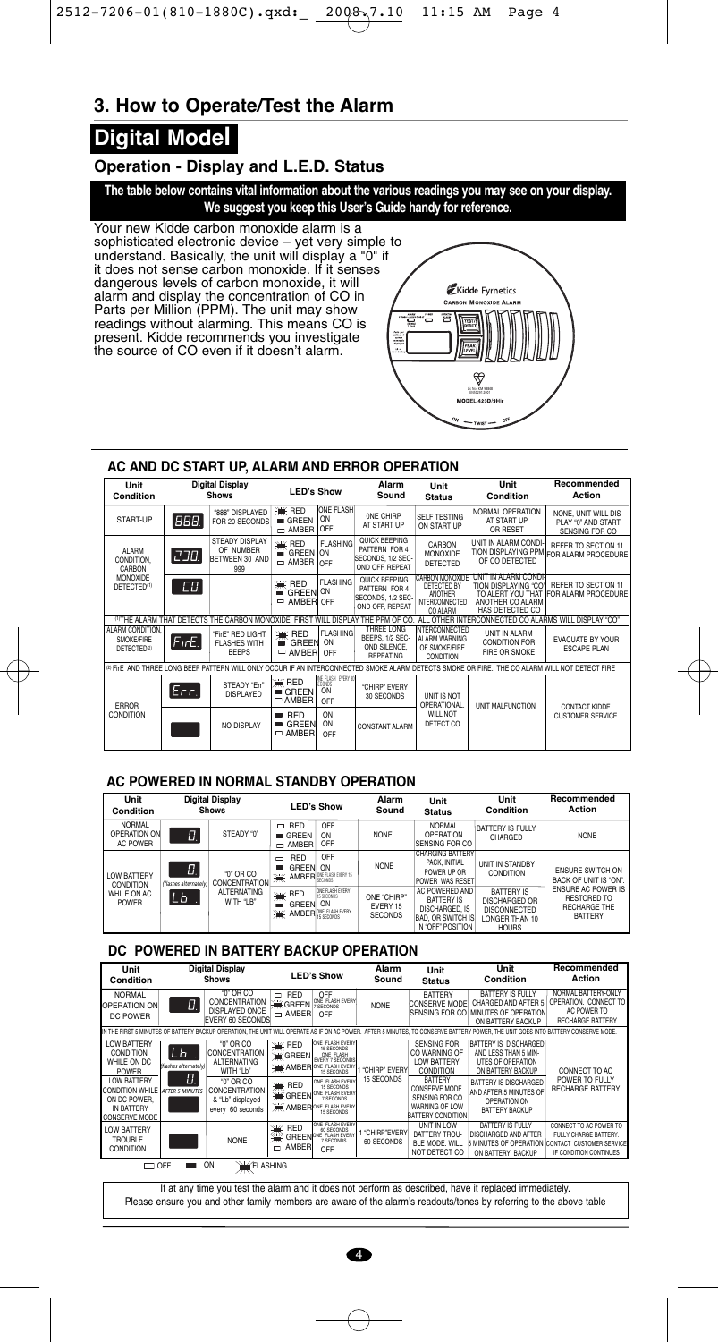## 3. How to Operate/Test the Alarm

# Digital Model

### Operation - Display and L.E.D. Status

**The table below contains vital information about the various readings you may see on your display. We suggest you keep this User's Guide handy for reference.**

Your new Kidde carbon monoxide alarm is a sophisticated electronic device – yet very simple to understand. Basically, the unit will display a "0" if it does not sense carbon monoxide. If it senses dangerous levels of carbon monoxide, it will alarm and display the concentration of CO in Parts per Million (PPM). The unit may show readings without alarming. This means CO is present. Kidde recommends you investigate the source of CO even if it doesn't alarm.

### AC AND DC START UP, ALARM AND ERROR OPERATION

| Unit Condition | Digital Display Shows | | LED's Show | | Alarm Sound | Unit Status | Unit Condition | Recommended Action |
|---|---|---|---|---|---|---|---|---|
| START-UP | 888 | "888" DISPLAYED FOR 20 SECONDS | RED / GREEN / AMBER | ONE FLASH / ON / OFF | ONE CHIRP AT START UP | SELF TESTING ON START UP | NORMAL OPERATION AT START UP OR RESET | NONE. UNIT WILL DISPLAY "0" AND START SENSING FOR CO |
| ALARM CONDITION, CARBON MONOXIDE DETECTED[1] | 238 | STEADY DISPLAY OF NUMBER BETWEEN 30 AND 999 | RED / GREEN / AMBER | FLASHING / ON / OFF | QUICK BEEPING PATTERN FOR 4 SECONDS, 1/2 SECOND OFF, REPEAT | CARBON MONOXIDE DETECTED | UNIT IN ALARM CONDITION DISPLAYING PPM OF CO DETECTED | REFER TO SECTION 11 FOR ALARM PROCEDURE |
| | CO | | RED / GREEN / AMBER | FLASHING / ON / OFF | QUICK BEEPING PATTERN FOR 4 SECONDS, 1/2 SECOND OFF, REPEAT | CARBON MONOXIDE DETECTED BY ANOTHER INTERCONNECTED CO ALARM | UNIT IN ALARM CONDITION DISPLAYING "CO" TO ALERT YOU THAT ANOTHER CO ALARM HAS DETECTED CO | REFER TO SECTION 11 FOR ALARM PROCEDURE |
| [1] THE ALARM THAT DETECTS THE CARBON MONOXIDE FIRST WILL DISPLAY THE PPM OF CO. ALL OTHER INTERCONNECTED CO ALARMS WILL DISPLAY "CO" | | | | | | | | |
| ALARM CONDITION, SMOKE/FIRE DETECTED[2] | FirE | "FirE" RED LIGHT FLASHES WITH BEEPS | RED / GREEN / AMBER | FLASHING / ON / OFF | THREE LONG BEEPS, 1/2 SECOND SILENCE, REPEATING | INTERCONNECTED ALARM WARNING OF SMOKE/FIRE CONDITION | UNIT IN ALARM CONDITION FOR FIRE OR SMOKE | EVACUATE BY YOUR ESCAPE PLAN |
| [2] FirE AND THREE LONG BEEP PATTERN WILL ONLY OCCUR IF AN INTERCONNECTED SMOKE ALARM DETECTS SMOKE OR FIRE. THE CO ALARM WILL NOT DETECT FIRE | | | | | | | | |
| ERROR CONDITION | Err | STEADY "Err" DISPLAYED | RED / GREEN / AMBER | ONE FLASH EVERY 30 SECONDS / ON / OFF | "CHIRP" EVERY 30 SECONDS | UNIT IS NOT OPERATIONAL. WILL NOT DETECT CO | UNIT MALFUNCTION | CONTACT KIDDE CUSTOMER SERVICE |
| | | NO DISPLAY | RED / GREEN / AMBER | ON / ON / OFF | CONSTANT ALARM | | | |

### AC POWERED IN NORMAL STANDBY OPERATION

| Unit Condition | Digital Display Shows | | LED's Show | | Alarm Sound | Unit Status | Unit Condition | Recommended Action |
|---|---|---|---|---|---|---|---|---|
| NORMAL OPERATION ON AC POWER | 0 | STEADY "0" | RED / GREEN / AMBER | OFF / ON / OFF | NONE | NORMAL OPERATION SENSING FOR CO | BATTERY IS FULLY CHARGED | NONE |
| LOW BATTERY CONDITION WHILE ON AC POWER | 0 / Lb (flashes alternately) | "0" OR CO CONCENTRATION ALTERNATING WITH "LB" | RED / GREEN / AMBER | OFF / ON / ONE FLASH EVERY 15 SECONDS | NONE | CHARGING BATTERY PACK, INITIAL POWER UP OR POWER WAS RESET | UNIT IN STANDBY CONDITION | ENSURE SWITCH ON BACK OF UNIT IS "ON". ENSURE AC POWER IS RESTORED TO RECHARGE THE BATTERY |
| | | | RED / GREEN / AMBER | ONE FLASH EVERY 15 SECONDS / ON / ONE FLASH EVERY 15 SECONDS | ONE "CHIRP" EVERY 15 SECONDS | AC POWERED ON BATTERY IS DISCHARGED, IS BAD, OR SWITCH IS IN "OFF" POSITION | BATTERY IS DISCHARGED OR DISCONNECTED LONGER THAN 10 HOURS | |

### DC POWERED IN BATTERY BACKUP OPERATION

| Unit Condition | Digital Display Shows | | LED's Show | | Alarm Sound | Unit Status | Unit Condition | Recommended Action |
|---|---|---|---|---|---|---|---|---|
| NORMAL OPERATION ON DC POWER | 0 | "0" OR CO CONCENTRATION DISPLAYED ONCE EVERY 60 SECONDS | RED / GREEN / AMBER | OFF / ONE FLASH EVERY 7 SECONDS / OFF | NONE | BATTERY CONSERVE MODE SENSING FOR CO | BATTERY IS FULLY CHARGED AND AFTER 5 MINUTES OF OPERATION ON BATTERY BACKUP | NORMAL BATTERY-ONLY OPERATION. CONNECT TO AC POWER TO RECHARGE BATTERY |
| IN THE FIRST 5 MINUTES OF BATTERY BACKUP OPERATION, THE UNIT WILL OPERATE AS IF ON AC POWER. AFTER 5 MINUTES, TO CONSERVE BATTERY POWER, THE UNIT GOES INTO BATTERY CONSERVE MODE. | | | | | | | | |
| LOW BATTERY CONDITION WHILE ON DC POWER | Lb (flashes alternately) | "0" OR CO CONCENTRATION ALTERNATING WITH "Lb" | RED / GREEN / AMBER | ONE FLASH EVERY 15 SECONDS / ONE FLASH EVERY 7 SECONDS / ONE FLASH EVERY 15 SECONDS | 1 "CHIRP" EVERY 15 SECONDS | SENSING FOR CO WARNING OF LOW BATTERY CONDITION | BATTERY IS DISCHARGED AND LESS THAN 5 MINUTES OF OPERATION ON BATTERY BACKUP | CONNECT TO AC POWER TO FULLY RECHARGE BATTERY |
| LOW BATTERY CONDITION WHILE ON DC POWER, IN BATTERY CONSERVE MODE | 0 (AFTER 5 MINUTES) | "0" OR CO CONCENTRATION & "Lb" displayed every 60 seconds | RED / GREEN / AMBER | ONE FLASH EVERY 15 SECONDS / ONE FLASH EVERY 7 SECONDS / ONE FLASH EVERY 15 SECONDS | | BATTERY CONSERVE MODE. SENSING FOR CO WARNING OF LOW BATTERY CONDITION | BATTERY IS DISCHARGED AND AFTER 5 MINUTES OF OPERATION ON BATTERY BACKUP | |
| LOW BATTERY TROUBLE CONDITION | | NONE | RED / GREEN / AMBER | ONE FLASH EVERY 60 SECONDS / ONE FLASH EVERY 7 SECONDS / OFF | 1 "CHIRP" EVERY 60 SECONDS | UNIT IN LOW BATTERY TROUBLE MODE. WILL NOT DETECT CO | BATTERY IS FULLY DISCHARGED AND AFTER 5 MINUTES OF OPERATION ON BATTERY BACKUP | CONNECT TO AC POWER TO FULLY CHARGE BATTERY. CONTACT CUSTOMER SERVICE IF CONDITION CONTINUES |

OFF ON FLASHING

If at any time you test the alarm and it does not perform as described, have it replaced immediately. Please ensure you and other family members are aware of the alarm's readouts/tones by referring to the above table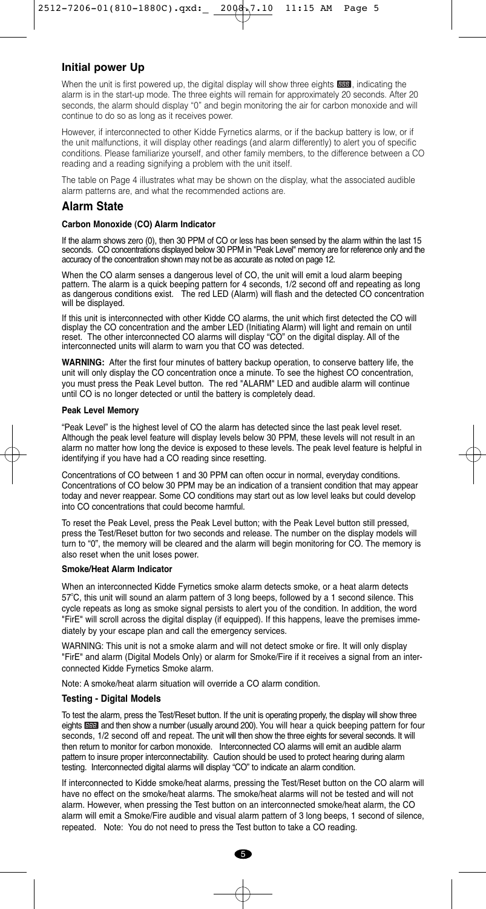## Initial power Up

When the unit is first powered up, the digital display will show three eights 888, indicating the alarm is in the start-up mode. The three eights will remain for approximately 20 seconds. After 20 seconds, the alarm should display "0" and begin monitoring the air for carbon monoxide and will continue to do so as long as it receives power.

However, if interconnected to other Kidde Fyrnetics alarms, or if the backup battery is low, or if the unit malfunctions, it will display other readings (and alarm differently) to alert you of specific conditions. Please familiarize yourself, and other family members, to the difference between a CO reading and a reading signifying a problem with the unit itself.

The table on Page 4 illustrates what may be shown on the display, what the associated audible alarm patterns are, and what the recommended actions are.

## Alarm State

#### Carbon Monoxide (CO) Alarm Indicator

If the alarm shows zero (0), then 30 PPM of CO or less has been sensed by the alarm within the last 15 seconds. CO concentrations displayed below 30 PPM in "Peak Level" memory are for reference only and the accuracy of the concentration shown may not be as accurate as noted on page 12.

When the CO alarm senses a dangerous level of CO, the unit will emit a loud alarm beeping pattern. The alarm is a quick beeping pattern for 4 seconds, 1/2 second off and repeating as long as dangerous conditions exist. The red LED (Alarm) will flash and the detected CO concentration will be displayed.

If this unit is interconnected with other Kidde CO alarms, the unit which first detected the CO will display the CO concentration and the amber LED (Initiating Alarm) will light and remain on until reset. The other interconnected CO alarms will display "CO" on the digital display. All of the interconnected units will alarm to warn you that CO was detected.

**WARNING:** After the first four minutes of battery backup operation, to conserve battery life, the unit will only display the CO concentration once a minute. To see the highest CO concentration, you must press the Peak Level button. The red "ALARM" LED and audible alarm will continue until CO is no longer detected or until the battery is completely dead.

#### Peak Level Memory

"Peak Level" is the highest level of CO the alarm has detected since the last peak level reset. Although the peak level feature will display levels below 30 PPM, these levels will not result in an alarm no matter how long the device is exposed to these levels. The peak level feature is helpful in identifying if you have had a CO reading since resetting.

Concentrations of CO between 1 and 30 PPM can often occur in normal, everyday conditions. Concentrations of CO below 30 PPM may be an indication of a transient condition that may appear today and never reappear. Some CO conditions may start out as low level leaks but could develop into CO concentrations that could become harmful.

To reset the Peak Level, press the Peak Level button; with the Peak Level button still pressed, press the Test/Reset button for two seconds and release. The number on the display models will turn to "0", the memory will be cleared and the alarm will begin monitoring for CO. The memory is also reset when the unit loses power.

#### Smoke/Heat Alarm Indicator

When an interconnected Kidde Fyrnetics smoke alarm detects smoke, or a heat alarm detects 57°C, this unit will sound an alarm pattern of 3 long beeps, followed by a 1 second silence. This cycle repeats as long as smoke signal persists to alert you of the condition. In addition, the word "FirE" will scroll across the digital display (if equipped). If this happens, leave the premises immediately by your escape plan and call the emergency services.

WARNING: This unit is not a smoke alarm and will not detect smoke or fire. It will only display "FirE" and alarm (Digital Models Only) or alarm for Smoke/Fire if it receives a signal from an interconnected Kidde Fyrnetics Smoke alarm.

Note: A smoke/heat alarm situation will override a CO alarm condition.

#### Testing - Digital Models

To test the alarm, press the Test/Reset button. If the unit is operating properly, the display will show three eights 888 and then show a number (usually around 200). You will hear a quick beeping pattern for four seconds, 1/2 second off and repeat. The unit will then show the three eights for several seconds. It will then return to monitor for carbon monoxide. Interconnected CO alarms will emit an audible alarm pattern to insure proper interconnectability. Caution should be used to protect hearing during alarm testing. Interconnected digital alarms will display "CO" to indicate an alarm condition.

If interconnected to Kidde smoke/heat alarms, pressing the Test/Reset button on the CO alarm will have no effect on the smoke/heat alarms. The smoke/heat alarms will not be tested and will not alarm. However, when pressing the Test button on an interconnected smoke/heat alarm, the CO alarm will emit a Smoke/Fire audible and visual alarm pattern of 3 long beeps, 1 second of silence, repeated. Note: You do not need to press the Test button to take a CO reading.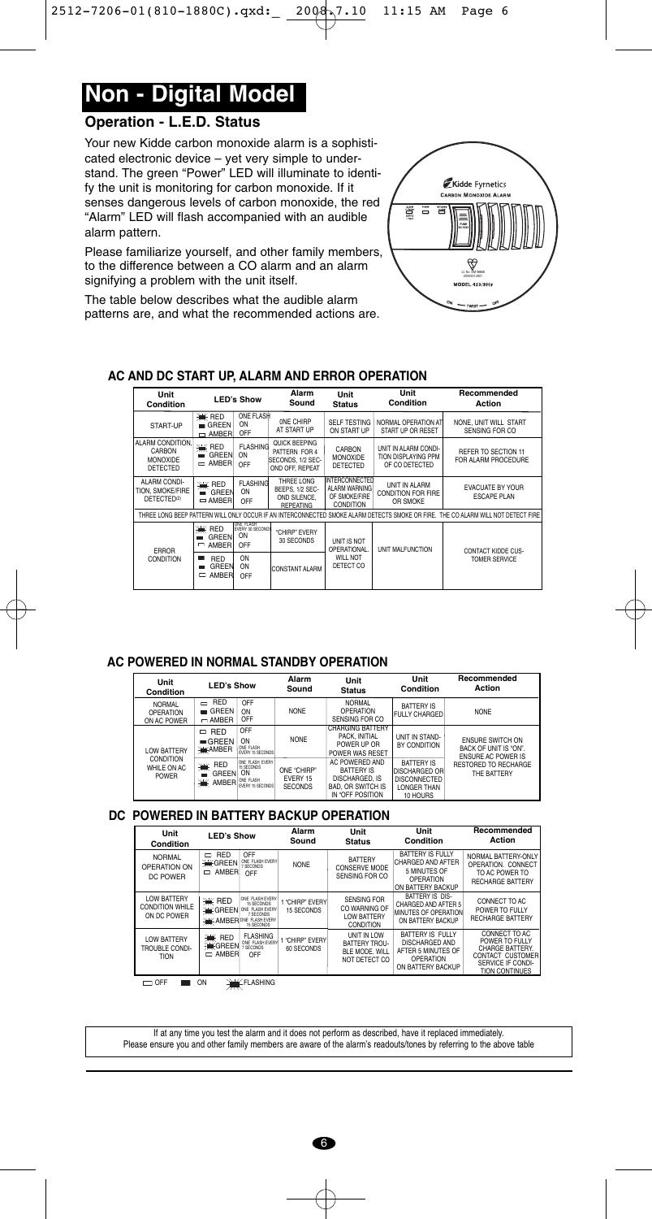# Non - Digital Model

## Operation - L.E.D. Status

Your new Kidde carbon monoxide alarm is a sophisticated electronic device – yet very simple to understand. The green "Power" LED will illuminate to identify the unit is monitoring for carbon monoxide. If it senses dangerous levels of carbon monoxide, the red "Alarm" LED will flash accompanied with an audible alarm pattern.

Please familiarize yourself, and other family members, to the difference between a CO alarm and an alarm signifying a problem with the unit itself.

The table below describes what the audible alarm patterns are, and what the recommended actions are.

### AC AND DC START UP, ALARM AND ERROR OPERATION

| Unit Condition | LED's Show | | Alarm Sound | Unit Status | Unit Condition | Recommended Action |
|---|---|---|---|---|---|---|
| START-UP | RED<br>GREEN<br>AMBER | ONE FLASH<br>ON<br>OFF | ONE CHIRP AT START UP | SELF TESTING ON START UP | NORMAL OPERATION AT START UP OR RESET | NONE, UNIT WILL START SENSING FOR CO |
| ALARM CONDITION, CARBON MONOXIDE DETECTED | RED<br>GREEN<br>AMBER | FLASHING<br>ON<br>OFF | QUICK BEEPING PATTERN FOR 4 SECONDS, 1/2 SECONDS OFF, REPEAT | CARBON MONOXIDE DETECTED | UNIT IN ALARM CONDITION DISPLAYING PPM OF CO DETECTED | REFER TO SECTION 11 FOR ALARM PROCEDURE |
| ALARM CONDITION, SMOKE/FIRE DETECTED[2] | RED<br>GREEN<br>AMBER | FLASHING<br>ON<br>OFF | THREE LONG BEEPS, 1/2 SECOND SILENCE, REPEATING | INTERCONNECTED ALARM WARNING OF SMOKE/FIRE CONDITION | UNIT IN ALARM CONDITION FOR FIRE OR SMOKE | EVACUATE BY YOUR ESCAPE PLAN |
| THREE LONG BEEP PATTERN WILL ONLY OCCUR IF AN INTERCONNECTED SMOKE ALARM DETECTS SMOKE OR FIRE. THE CO ALARM WILL NOT DETECT FIRE | | | | | | |
| ERROR CONDITION | RED<br>GREEN<br>AMBER | ONE FLASH EVERY 30 SECONDS<br>ON<br>OFF | "CHIRP" EVERY 30 SECONDS | UNIT IS NOT OPERATIONAL. WILL NOT DETECT CO | UNIT MALFUNCTION | CONTACT KIDDE CUSTOMER SERVICE |
| | RED<br>GREEN<br>AMBER | ON<br>ON<br>OFF | CONSTANT ALARM | | | |

### AC POWERED IN NORMAL STANDBY OPERATION

| Unit Condition | LED's Show | | Alarm Sound | Unit Status | Unit Condition | Recommended Action |
|---|---|---|---|---|---|---|
| NORMAL OPERATION ON AC POWER | RED<br>GREEN<br>AMBER | OFF<br>ON<br>OFF | NONE | NORMAL OPERATION SENSING FOR CO | BATTERY IS FULLY CHARGED | NONE |
| LOW BATTERY CONDITION WHILE ON AC POWER | RED<br>GREEN<br>AMBER | OFF<br>ON<br>ONE FLASH EVERY 15 SECONDS | NONE | CHARGING BATTERY PACK, INITIAL POWER UP OR POWER WAS RESET | UNIT IN STAND-BY CONDITION | ENSURE SWITCH ON BACK OF UNIT IS "ON". ENSURE AC POWER IS RESTORED TO RECHARGE THE BATTERY |
| | RED<br>GREEN<br>AMBER | ONE FLASH EVERY 15 SECONDS<br>ON<br>ONE FLASH EVERY 15 SECONDS | ONE "CHIRP" EVERY 15 SECONDS | AC POWERED AND BATTERY IS DISCHARGED, IS BAD, OR SWITCH IS IN "OFF POSITION | BATTERY IS DISCHARGED OR DISCONNECTED LONGER THAN 10 HOURS | |

### DC POWERED IN BATTERY BACKUP OPERATION

| Unit Condition | LED's Show | | Alarm Sound | Unit Status | Unit Condition | Recommended Action |
|---|---|---|---|---|---|---|
| NORMAL OPERATION ON DC POWER | RED<br>GREEN<br>AMBER | OFF<br>ONE FLASH EVERY 7 SECONDS<br>OFF | NONE | BATTERY CONSERVE MODE SENSING FOR CO | BATTERY IS FULLY CHARGED AND AFTER 5 MINUTES OF OPERATION ON BATTERY BACKUP | NORMAL BATTERY-ONLY OPERATION. CONNECT TO AC POWER TO RECHARGE BATTERY |
| LOW BATTERY CONDITION WHILE ON DC POWER | RED<br>GREEN<br>AMBER | ONE FLASH EVERY 15 SECONDS<br>ONE FLASH EVERY 7 SECONDS<br>ONE FLASH EVERY 15 SECONDS | 1 "CHIRP" EVERY 15 SECONDS | SENSING FOR CO WARNING OF LOW BATTERY CONDITION | BATTERY IS DISCHARGED AND AFTER 5 MINUTES OF OPERATION ON BATTERY BACKUP | CONNECT TO AC POWER TO FULLY RECHARGE BATTERY |
| LOW BATTERY TROUBLE CONDITION | RED<br>GREEN<br>AMBER | FLASHING<br>ONE FLASH EVERY 7 SECONDS<br>OFF | 1 "CHIRP" EVERY 60 SECONDS | UNIT IN LOW BATTERY TROUBLE MODE. WILL NOT DETECT CO | BATTERY IS FULLY DISCHARGED AND AFTER 5 MINUTES OF OPERATION ON BATTERY BACKUP | CONNECT TO AC POWER TO FULLY CHARGE BATTERY. CONTACT CUSTOMER SERVICE IF CONDITION CONTINUES |

OFF &nbsp;&nbsp; ON &nbsp;&nbsp; FLASHING

If at any time you test the alarm and it does not perform as described, have it replaced immediately.
Please ensure you and other family members are aware of the alarm's readouts/tones by referring to the above table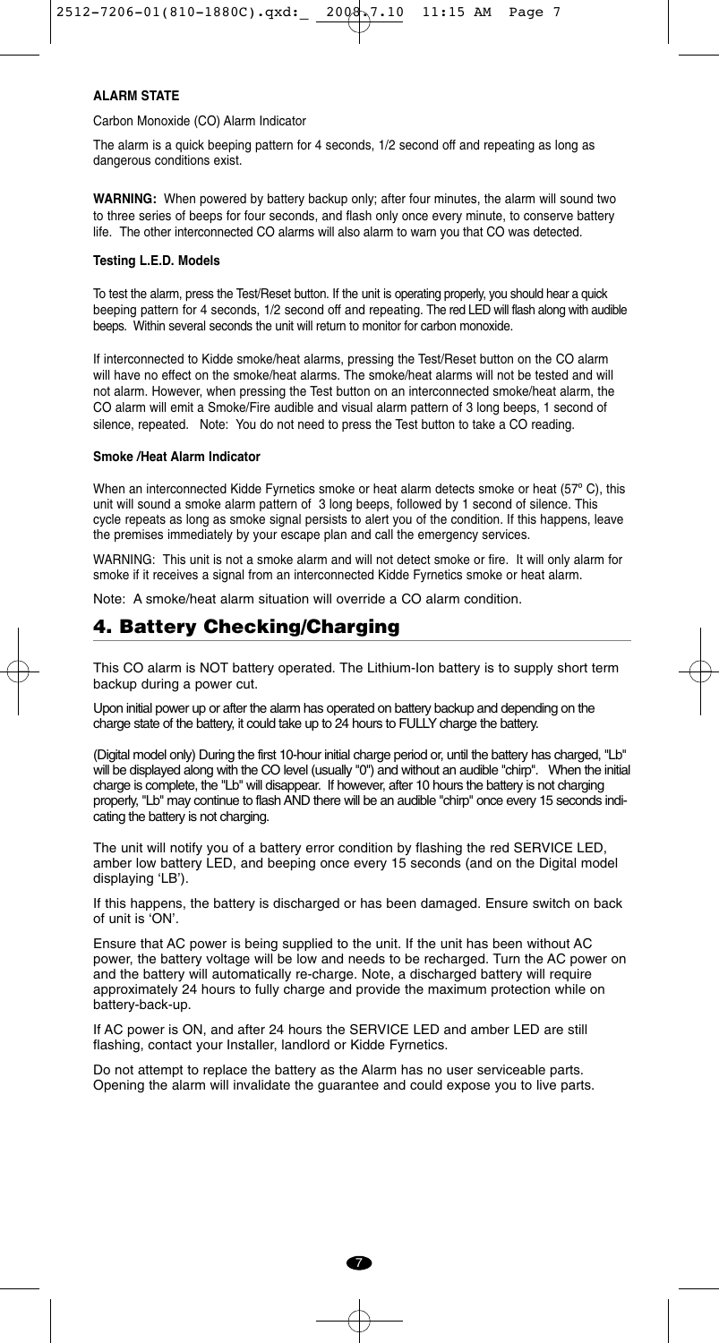**ALARM STATE**

Carbon Monoxide (CO) Alarm Indicator

The alarm is a quick beeping pattern for 4 seconds, 1/2 second off and repeating as long as dangerous conditions exist.

**WARNING:** When powered by battery backup only; after four minutes, the alarm will sound two to three series of beeps for four seconds, and flash only once every minute, to conserve battery life. The other interconnected CO alarms will also alarm to warn you that CO was detected.

**Testing L.E.D. Models**

To test the alarm, press the Test/Reset button. If the unit is operating properly, you should hear a quick beeping pattern for 4 seconds, 1/2 second off and repeating. The red LED will flash along with audible beeps. Within several seconds the unit will return to monitor for carbon monoxide.

If interconnected to Kidde smoke/heat alarms, pressing the Test/Reset button on the CO alarm will have no effect on the smoke/heat alarms. The smoke/heat alarms will not be tested and will not alarm. However, when pressing the Test button on an interconnected smoke/heat alarm, the CO alarm will emit a Smoke/Fire audible and visual alarm pattern of 3 long beeps, 1 second of silence, repeated. Note: You do not need to press the Test button to take a CO reading.

**Smoke /Heat Alarm Indicator**

When an interconnected Kidde Fyrnetics smoke or heat alarm detects smoke or heat (57º C), this unit will sound a smoke alarm pattern of 3 long beeps, followed by 1 second of silence. This cycle repeats as long as smoke signal persists to alert you of the condition. If this happens, leave the premises immediately by your escape plan and call the emergency services.

WARNING: This unit is not a smoke alarm and will not detect smoke or fire. It will only alarm for smoke if it receives a signal from an interconnected Kidde Fyrnetics smoke or heat alarm.

Note: A smoke/heat alarm situation will override a CO alarm condition.

## 4. Battery Checking/Charging

This CO alarm is NOT battery operated. The Lithium-Ion battery is to supply short term backup during a power cut.

Upon initial power up or after the alarm has operated on battery backup and depending on the charge state of the battery, it could take up to 24 hours to FULLY charge the battery.

(Digital model only) During the first 10-hour initial charge period or, until the battery has charged, "Lb" will be displayed along with the CO level (usually "0") and without an audible "chirp". When the initial charge is complete, the "Lb" will disappear. If however, after 10 hours the battery is not charging properly, "Lb" may continue to flash AND there will be an audible "chirp" once every 15 seconds indicating the battery is not charging.

The unit will notify you of a battery error condition by flashing the red SERVICE LED, amber low battery LED, and beeping once every 15 seconds (and on the Digital model displaying 'LB').

If this happens, the battery is discharged or has been damaged. Ensure switch on back of unit is 'ON'.

Ensure that AC power is being supplied to the unit. If the unit has been without AC power, the battery voltage will be low and needs to be recharged. Turn the AC power on and the battery will automatically re-charge. Note, a discharged battery will require approximately 24 hours to fully charge and provide the maximum protection while on battery-back-up.

If AC power is ON, and after 24 hours the SERVICE LED and amber LED are still flashing, contact your Installer, landlord or Kidde Fyrnetics.

Do not attempt to replace the battery as the Alarm has no user serviceable parts. Opening the alarm will invalidate the guarantee and could expose you to live parts.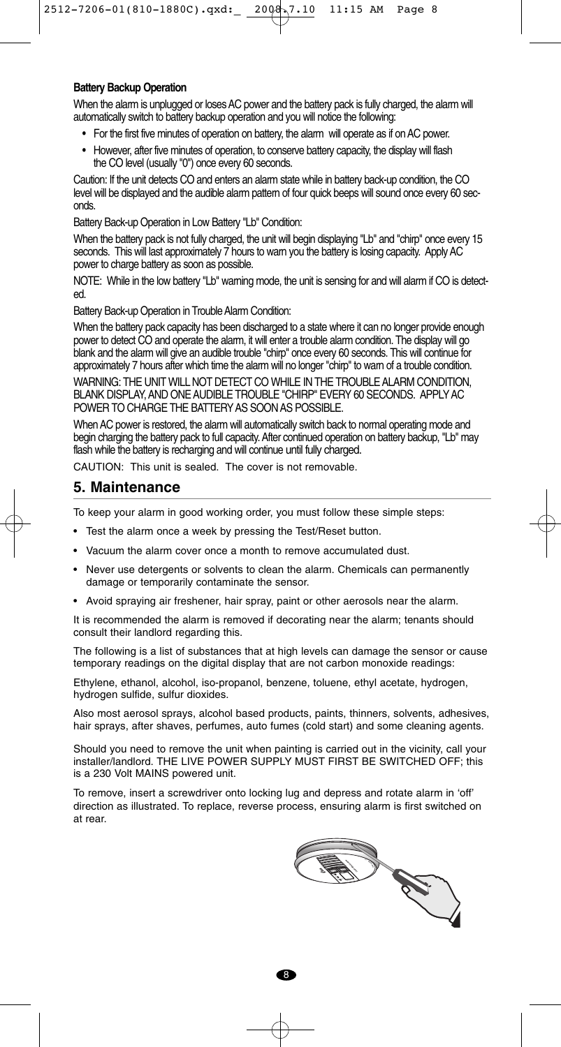**Battery Backup Operation**

When the alarm is unplugged or loses AC power and the battery pack is fully charged, the alarm will automatically switch to battery backup operation and you will notice the following:

- For the first five minutes of operation on battery, the alarm will operate as if on AC power.
- However, after five minutes of operation, to conserve battery capacity, the display will flash the CO level (usually "0") once every 60 seconds.

Caution: If the unit detects CO and enters an alarm state while in battery back-up condition, the CO level will be displayed and the audible alarm pattern of four quick beeps will sound once every 60 seconds.

Battery Back-up Operation in Low Battery "Lb" Condition:

When the battery pack is not fully charged, the unit will begin displaying "Lb" and "chirp" once every 15 seconds. This will last approximately 7 hours to warn you the battery is losing capacity. Apply AC power to charge battery as soon as possible.

NOTE: While in the low battery "Lb" warning mode, the unit is sensing for and will alarm if CO is detected.

Battery Back-up Operation in Trouble Alarm Condition:

When the battery pack capacity has been discharged to a state where it can no longer provide enough power to detect CO and operate the alarm, it will enter a trouble alarm condition. The display will go blank and the alarm will give an audible trouble "chirp" once every 60 seconds. This will continue for approximately 7 hours after which time the alarm will no longer "chirp" to warn of a trouble condition.

WARNING: THE UNIT WILL NOT DETECT CO WHILE IN THE TROUBLE ALARM CONDITION, BLANK DISPLAY, AND ONE AUDIBLE TROUBLE "CHIRP" EVERY 60 SECONDS. APPLY AC POWER TO CHARGE THE BATTERY AS SOON AS POSSIBLE.

When AC power is restored, the alarm will automatically switch back to normal operating mode and begin charging the battery pack to full capacity. After continued operation on battery backup, "Lb" may flash while the battery is recharging and will continue until fully charged.

CAUTION: This unit is sealed. The cover is not removable.

## 5. Maintenance

To keep your alarm in good working order, you must follow these simple steps:

- Test the alarm once a week by pressing the Test/Reset button.
- Vacuum the alarm cover once a month to remove accumulated dust.
- Never use detergents or solvents to clean the alarm. Chemicals can permanently damage or temporarily contaminate the sensor.
- Avoid spraying air freshener, hair spray, paint or other aerosols near the alarm.

It is recommended the alarm is removed if decorating near the alarm; tenants should consult their landlord regarding this.

The following is a list of substances that at high levels can damage the sensor or cause temporary readings on the digital display that are not carbon monoxide readings:

Ethylene, ethanol, alcohol, iso-propanol, benzene, toluene, ethyl acetate, hydrogen, hydrogen sulfide, sulfur dioxides.

Also most aerosol sprays, alcohol based products, paints, thinners, solvents, adhesives, hair sprays, after shaves, perfumes, auto fumes (cold start) and some cleaning agents.

Should you need to remove the unit when painting is carried out in the vicinity, call your installer/landlord. THE LIVE POWER SUPPLY MUST FIRST BE SWITCHED OFF; this is a 230 Volt MAINS powered unit.

To remove, insert a screwdriver onto locking lug and depress and rotate alarm in 'off' direction as illustrated. To replace, reverse process, ensuring alarm is first switched on at rear.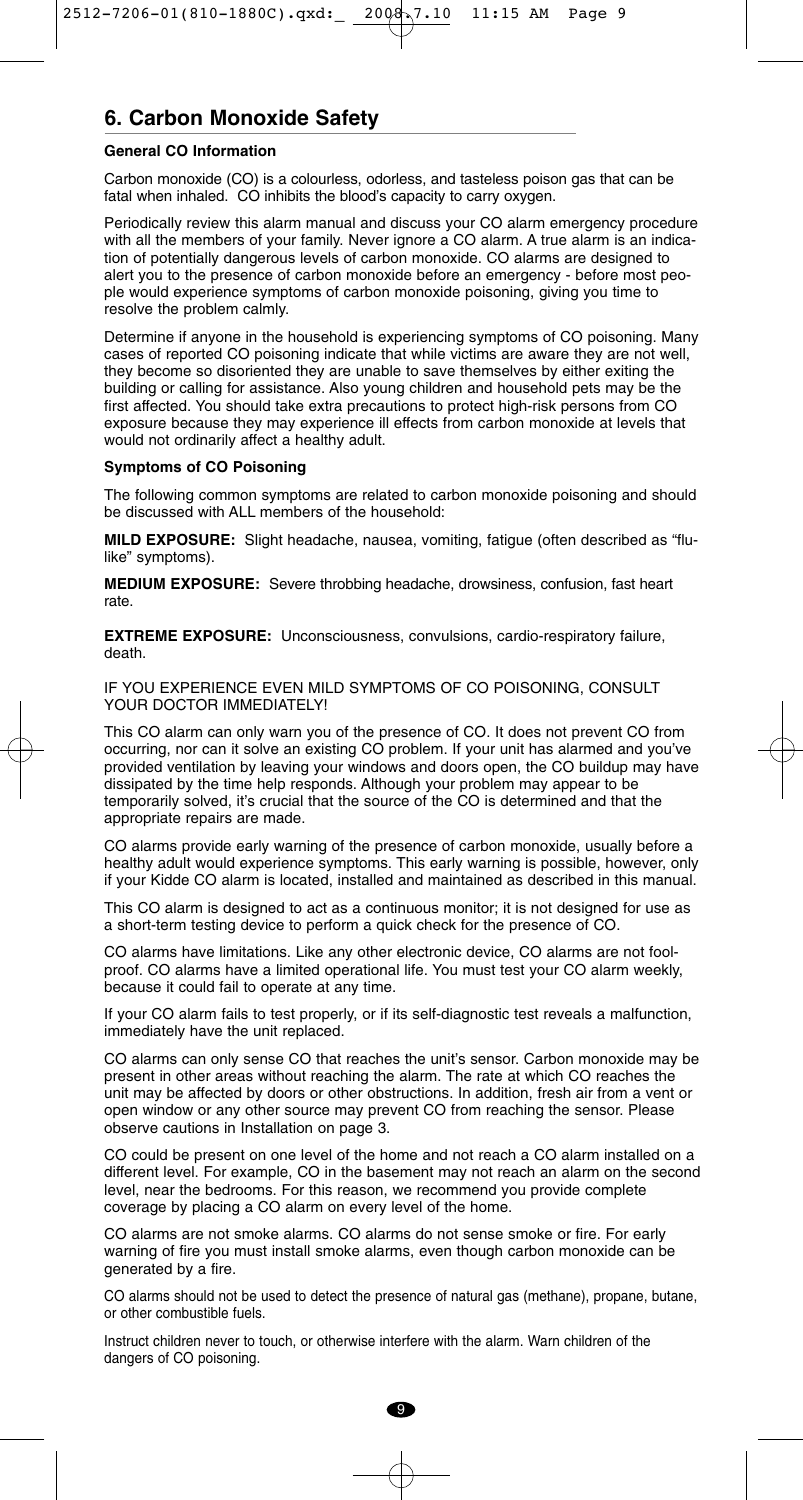## 6. Carbon Monoxide Safety

**General CO Information**

Carbon monoxide (CO) is a colourless, odorless, and tasteless poison gas that can be fatal when inhaled. CO inhibits the blood's capacity to carry oxygen.

Periodically review this alarm manual and discuss your CO alarm emergency procedure with all the members of your family. Never ignore a CO alarm. A true alarm is an indication of potentially dangerous levels of carbon monoxide. CO alarms are designed to alert you to the presence of carbon monoxide before an emergency - before most people would experience symptoms of carbon monoxide poisoning, giving you time to resolve the problem calmly.

Determine if anyone in the household is experiencing symptoms of CO poisoning. Many cases of reported CO poisoning indicate that while victims are aware they are not well, they become so disoriented they are unable to save themselves by either exiting the building or calling for assistance. Also young children and household pets may be the first affected. You should take extra precautions to protect high-risk persons from CO exposure because they may experience ill effects from carbon monoxide at levels that would not ordinarily affect a healthy adult.

**Symptoms of CO Poisoning**

The following common symptoms are related to carbon monoxide poisoning and should be discussed with ALL members of the household:

**MILD EXPOSURE:** Slight headache, nausea, vomiting, fatigue (often described as "flu-like" symptoms).

**MEDIUM EXPOSURE:** Severe throbbing headache, drowsiness, confusion, fast heart rate.

**EXTREME EXPOSURE:** Unconsciousness, convulsions, cardio-respiratory failure, death.

IF YOU EXPERIENCE EVEN MILD SYMPTOMS OF CO POISONING, CONSULT YOUR DOCTOR IMMEDIATELY!

This CO alarm can only warn you of the presence of CO. It does not prevent CO from occurring, nor can it solve an existing CO problem. If your unit has alarmed and you've provided ventilation by leaving your windows and doors open, the CO buildup may have dissipated by the time help responds. Although your problem may appear to be temporarily solved, it's crucial that the source of the CO is determined and that the appropriate repairs are made.

CO alarms provide early warning of the presence of carbon monoxide, usually before a healthy adult would experience symptoms. This early warning is possible, however, only if your Kidde CO alarm is located, installed and maintained as described in this manual.

This CO alarm is designed to act as a continuous monitor; it is not designed for use as a short-term testing device to perform a quick check for the presence of CO.

CO alarms have limitations. Like any other electronic device, CO alarms are not foolproof. CO alarms have a limited operational life. You must test your CO alarm weekly, because it could fail to operate at any time.

If your CO alarm fails to test properly, or if its self-diagnostic test reveals a malfunction, immediately have the unit replaced.

CO alarms can only sense CO that reaches the unit's sensor. Carbon monoxide may be present in other areas without reaching the alarm. The rate at which CO reaches the unit may be affected by doors or other obstructions. In addition, fresh air from a vent or open window or any other source may prevent CO from reaching the sensor. Please observe cautions in Installation on page 3.

CO could be present on one level of the home and not reach a CO alarm installed on a different level. For example, CO in the basement may not reach an alarm on the second level, near the bedrooms. For this reason, we recommend you provide complete coverage by placing a CO alarm on every level of the home.

CO alarms are not smoke alarms. CO alarms do not sense smoke or fire. For early warning of fire you must install smoke alarms, even though carbon monoxide can be generated by a fire.

CO alarms should not be used to detect the presence of natural gas (methane), propane, butane, or other combustible fuels.

Instruct children never to touch, or otherwise interfere with the alarm. Warn children of the dangers of CO poisoning.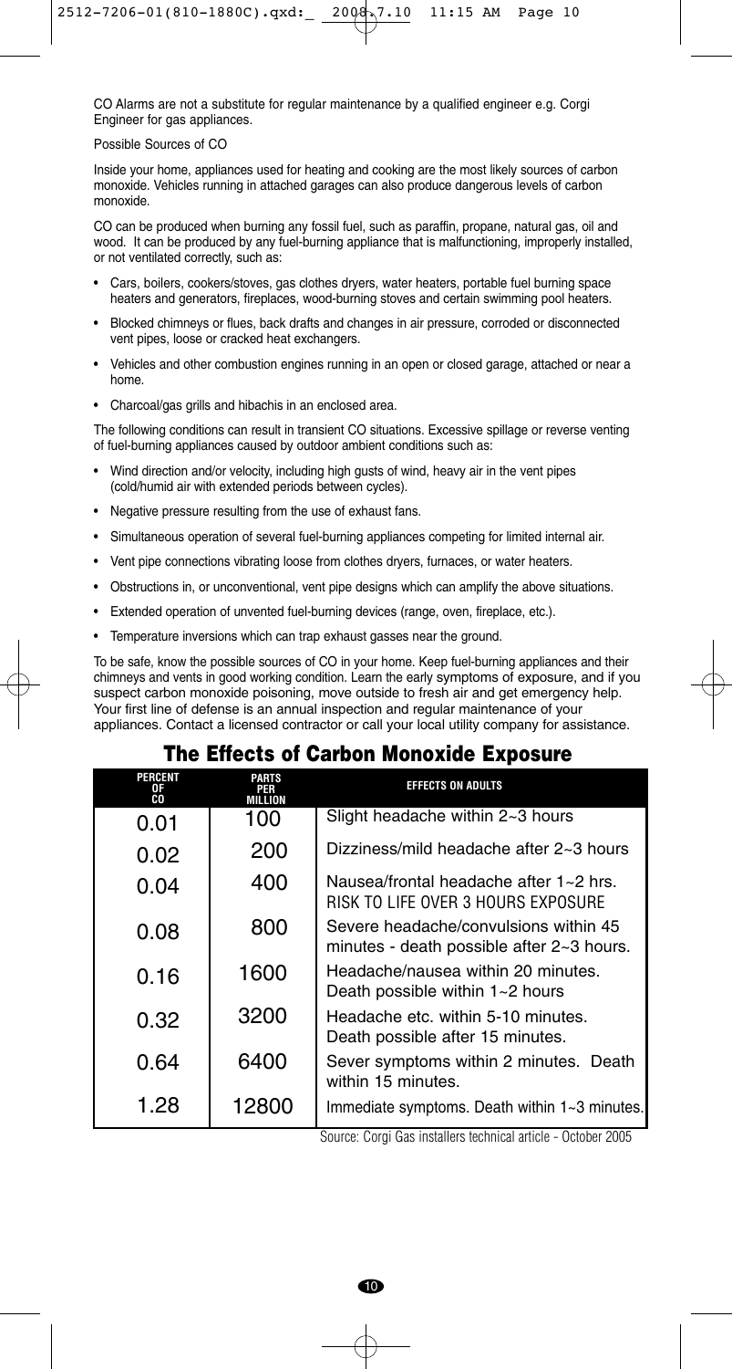CO Alarms are not a substitute for regular maintenance by a qualified engineer e.g. Corgi Engineer for gas appliances.

Possible Sources of CO

Inside your home, appliances used for heating and cooking are the most likely sources of carbon monoxide. Vehicles running in attached garages can also produce dangerous levels of carbon monoxide.

CO can be produced when burning any fossil fuel, such as paraffin, propane, natural gas, oil and wood. It can be produced by any fuel-burning appliance that is malfunctioning, improperly installed, or not ventilated correctly, such as:

- Cars, boilers, cookers/stoves, gas clothes dryers, water heaters, portable fuel burning space heaters and generators, fireplaces, wood-burning stoves and certain swimming pool heaters.
- Blocked chimneys or flues, back drafts and changes in air pressure, corroded or disconnected vent pipes, loose or cracked heat exchangers.
- Vehicles and other combustion engines running in an open or closed garage, attached or near a home.
- Charcoal/gas grills and hibachis in an enclosed area.

The following conditions can result in transient CO situations. Excessive spillage or reverse venting of fuel-burning appliances caused by outdoor ambient conditions such as:

- Wind direction and/or velocity, including high gusts of wind, heavy air in the vent pipes (cold/humid air with extended periods between cycles).
- Negative pressure resulting from the use of exhaust fans.
- Simultaneous operation of several fuel-burning appliances competing for limited internal air.
- Vent pipe connections vibrating loose from clothes dryers, furnaces, or water heaters.
- Obstructions in, or unconventional, vent pipe designs which can amplify the above situations.
- Extended operation of unvented fuel-burning devices (range, oven, fireplace, etc.).
- Temperature inversions which can trap exhaust gasses near the ground.

To be safe, know the possible sources of CO in your home. Keep fuel-burning appliances and their chimneys and vents in good working condition. Learn the early symptoms of exposure, and if you suspect carbon monoxide poisoning, move outside to fresh air and get emergency help. Your first line of defense is an annual inspection and regular maintenance of your appliances. Contact a licensed contractor or call your local utility company for assistance.

## The Effects of Carbon Monoxide Exposure

| PERCENT OF CO | PARTS PER MILLION | EFFECTS ON ADULTS |
|---|---|---|
| 0.01 | 100 | Slight headache within 2~3 hours |
| 0.02 | 200 | Dizziness/mild headache after 2~3 hours |
| 0.04 | 400 | Nausea/frontal headache after 1~2 hrs. RISK TO LIFE OVER 3 HOURS EXPOSURE |
| 0.08 | 800 | Severe headache/convulsions within 45 minutes - death possible after 2~3 hours. |
| 0.16 | 1600 | Headache/nausea within 20 minutes. Death possible within 1~2 hours |
| 0.32 | 3200 | Headache etc. within 5-10 minutes. Death possible after 15 minutes. |
| 0.64 | 6400 | Sever symptoms within 2 minutes. Death within 15 minutes. |
| 1.28 | 12800 | Immediate symptoms. Death within 1~3 minutes. |

Source: Corgi Gas installers technical article - October 2005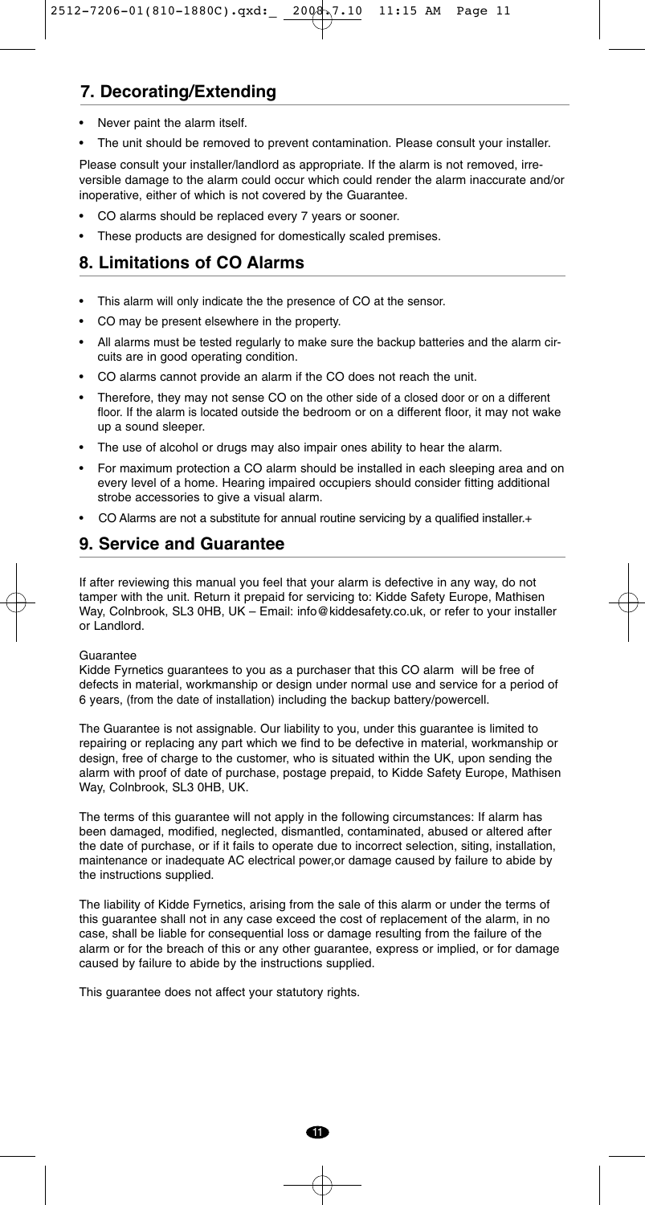## 7. Decorating/Extending

- Never paint the alarm itself.
- The unit should be removed to prevent contamination. Please consult your installer.

Please consult your installer/landlord as appropriate. If the alarm is not removed, irreversible damage to the alarm could occur which could render the alarm inaccurate and/or inoperative, either of which is not covered by the Guarantee.

- CO alarms should be replaced every 7 years or sooner.
- These products are designed for domestically scaled premises.

## 8. Limitations of CO Alarms

- This alarm will only indicate the the presence of CO at the sensor.
- CO may be present elsewhere in the property.
- All alarms must be tested regularly to make sure the backup batteries and the alarm circuits are in good operating condition.
- CO alarms cannot provide an alarm if the CO does not reach the unit.
- Therefore, they may not sense CO on the other side of a closed door or on a different floor. If the alarm is located outside the bedroom or on a different floor, it may not wake up a sound sleeper.
- The use of alcohol or drugs may also impair ones ability to hear the alarm.
- For maximum protection a CO alarm should be installed in each sleeping area and on every level of a home. Hearing impaired occupiers should consider fitting additional strobe accessories to give a visual alarm.
- CO Alarms are not a substitute for annual routine servicing by a qualified installer.+

## 9. Service and Guarantee

If after reviewing this manual you feel that your alarm is defective in any way, do not tamper with the unit. Return it prepaid for servicing to: Kidde Safety Europe, Mathisen Way, Colnbrook, SL3 0HB, UK – Email: info@kiddesafety.co.uk, or refer to your installer or Landlord.

Guarantee

Kidde Fyrnetics guarantees to you as a purchaser that this CO alarm will be free of defects in material, workmanship or design under normal use and service for a period of 6 years, (from the date of installation) including the backup battery/powercell.

The Guarantee is not assignable. Our liability to you, under this guarantee is limited to repairing or replacing any part which we find to be defective in material, workmanship or design, free of charge to the customer, who is situated within the UK, upon sending the alarm with proof of date of purchase, postage prepaid, to Kidde Safety Europe, Mathisen Way, Colnbrook, SL3 0HB, UK.

The terms of this guarantee will not apply in the following circumstances: If alarm has been damaged, modified, neglected, dismantled, contaminated, abused or altered after the date of purchase, or if it fails to operate due to incorrect selection, siting, installation, maintenance or inadequate AC electrical power,or damage caused by failure to abide by the instructions supplied.

The liability of Kidde Fyrnetics, arising from the sale of this alarm or under the terms of this guarantee shall not in any case exceed the cost of replacement of the alarm, in no case, shall be liable for consequential loss or damage resulting from the failure of the alarm or for the breach of this or any other guarantee, express or implied, or for damage caused by failure to abide by the instructions supplied.

This guarantee does not affect your statutory rights.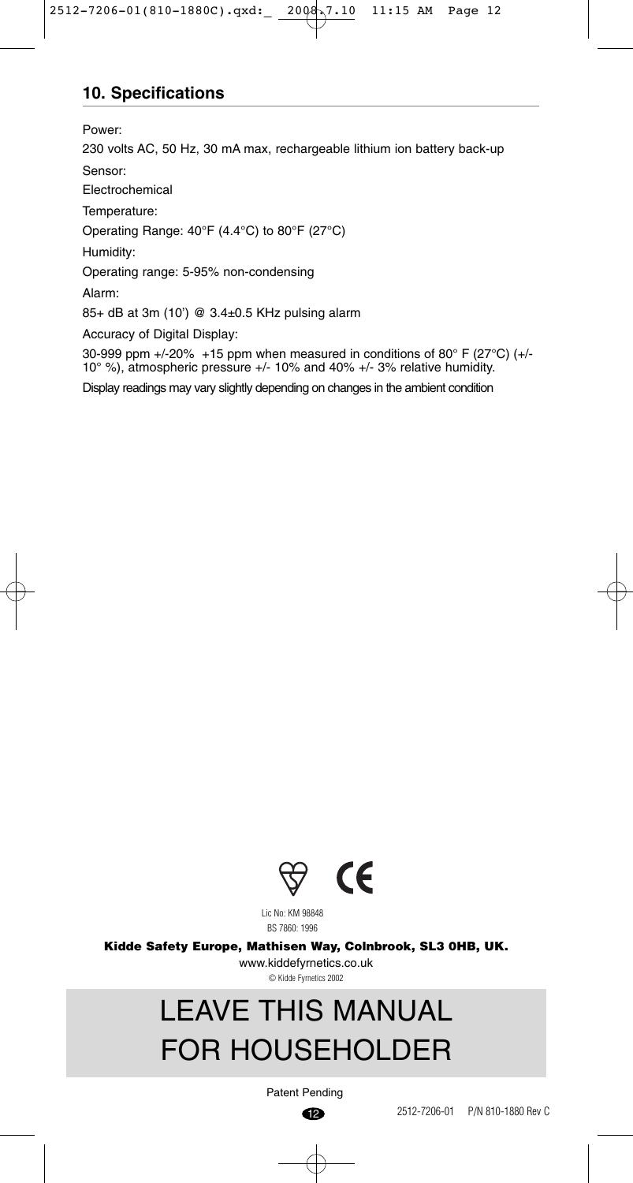## 10. Specifications

Power:

230 volts AC, 50 Hz, 30 mA max, rechargeable lithium ion battery back-up

Sensor:

Electrochemical

Temperature:

Operating Range: 40°F (4.4°C) to 80°F (27°C)

Humidity:

Operating range: 5-95% non-condensing

Alarm:

85+ dB at 3m (10') @ 3.4±0.5 KHz pulsing alarm

Accuracy of Digital Display:

30-999 ppm +/-20% +15 ppm when measured in conditions of 80° F (27°C) (+/- 10° %), atmospheric pressure +/- 10% and 40% +/- 3% relative humidity.

Display readings may vary slightly depending on changes in the ambient condition

Lic No: KM 98848

BS 7860: 1996

**Kidde Safety Europe, Mathisen Way, Colnbrook, SL3 0HB, UK.**

www.kiddefyrnetics.co.uk

© Kidde Fyrnetics 2002

# LEAVE THIS MANUAL FOR HOUSEHOLDER

Patent Pending

2512-7206-01 P/N 810-1880 Rev C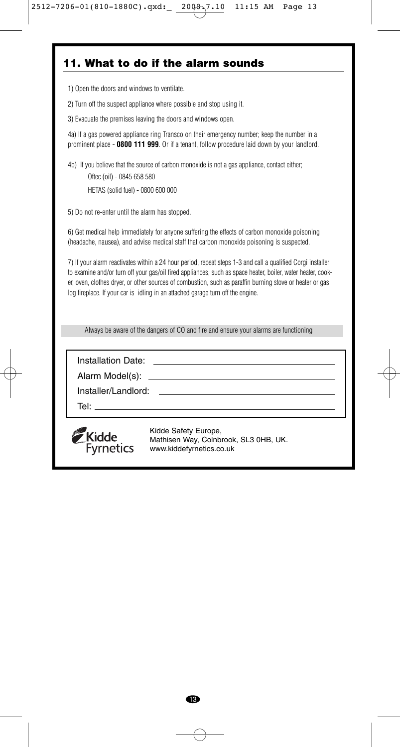## 11. What to do if the alarm sounds

1) Open the doors and windows to ventilate.

2) Turn off the suspect appliance where possible and stop using it.

3) Evacuate the premises leaving the doors and windows open.

4a) If a gas powered appliance ring Transco on their emergency number; keep the number in a prominent place - **0800 111 999**. Or if a tenant, follow procedure laid down by your landlord.

4b) If you believe that the source of carbon monoxide is not a gas appliance, contact either;

Oftec (oil) - 0845 658 580

HETAS (solid fuel) - 0800 600 000

5) Do not re-enter until the alarm has stopped.

6) Get medical help immediately for anyone suffering the effects of carbon monoxide poisoning (headache, nausea), and advise medical staff that carbon monoxide poisoning is suspected.

7) If your alarm reactivates within a 24 hour period, repeat steps 1-3 and call a qualified Corgi installer to examine and/or turn off your gas/oil fired appliances, such as space heater, boiler, water heater, cooker, oven, clothes dryer, or other sources of combustion, such as paraffin burning stove or heater or gas log fireplace. If your car is idling in an attached garage turn off the engine.

Always be aware of the dangers of CO and fire and ensure your alarms are functioning

Installation Date: ____________________

Alarm Model(s): ____________________

Installer/Landlord: ____________________

Tel: ____________________

Kidde Fyrnetics

Kidde Safety Europe,
Mathisen Way, Colnbrook, SL3 0HB, UK.
www.kiddefyrnetics.co.uk